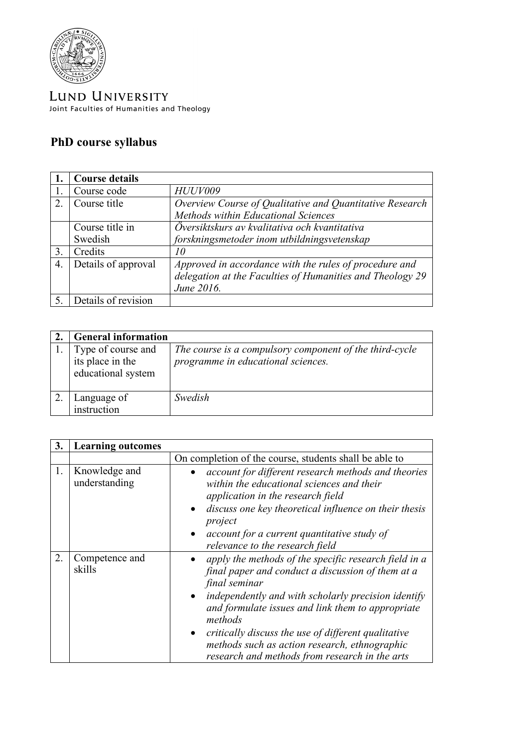LUND UNIVERSITY
Joint Faculties of Humanities and Theology

## PhD course syllabus

| 1. | Course details | |
|---|---|---|
| 1. | Course code | *HUUV009* |
| 2. | Course title | *Overview Course of Qualitative and Quantitative Research Methods within Educational Sciences* |
| | Course title in Swedish | *Översiktskurs av kvalitativa och kvantitativa forskningsmetoder inom utbildningsvetenskap* |
| 3. | Credits | *10* |
| 4. | Details of approval | *Approved in accordance with the rules of procedure and delegation at the Faculties of Humanities and Theology 29 June 2016.* |
| 5. | Details of revision | |

| 2. | General information | |
|---|---|---|
| 1. | Type of course and its place in the educational system | *The course is a compulsory component of the third-cycle programme in educational sciences.* |
| 2. | Language of instruction | *Swedish* |

| 3. | Learning outcomes | |
|---|---|---|
| | | On completion of the course, students shall be able to |
| 1. | Knowledge and understanding | • *account for different research methods and theories within the educational sciences and their application in the research field*<br>• *discuss one key theoretical influence on their thesis project*<br>• *account for a current quantitative study of relevance to the research field* |
| 2. | Competence and skills | • *apply the methods of the specific research field in a final paper and conduct a discussion of them at a final seminar*<br>• *independently and with scholarly precision identify and formulate issues and link them to appropriate methods*<br>• *critically discuss the use of different qualitative methods such as action research, ethnographic research and methods from research in the arts* |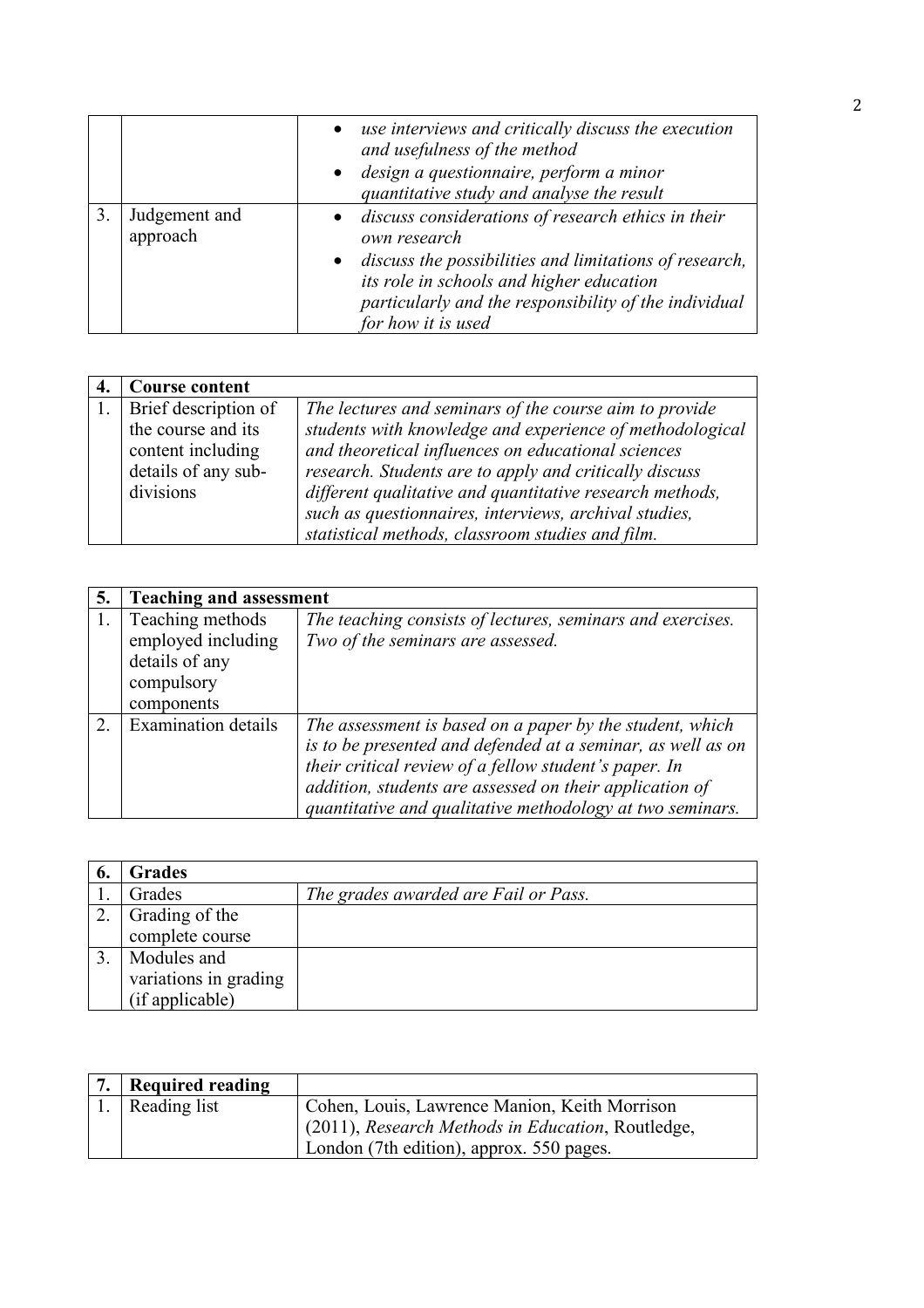| | | |
|---|---|---|
| | | • *use interviews and critically discuss the execution and usefulness of the method*<br>• *design a questionnaire, perform a minor quantitative study and analyse the result* |
| 3. | Judgement and approach | • *discuss considerations of research ethics in their own research*<br>• *discuss the possibilities and limitations of research, its role in schools and higher education particularly and the responsibility of the individual for how it is used* |

| 4. | **Course content** | |
|---|---|---|
| 1. | Brief description of the course and its content including details of any sub-divisions | *The lectures and seminars of the course aim to provide students with knowledge and experience of methodological and theoretical influences on educational sciences research. Students are to apply and critically discuss different qualitative and quantitative research methods, such as questionnaires, interviews, archival studies, statistical methods, classroom studies and film.* |

| 5. | **Teaching and assessment** | |
|---|---|---|
| 1. | Teaching methods employed including details of any compulsory components | *The teaching consists of lectures, seminars and exercises. Two of the seminars are assessed.* |
| 2. | Examination details | *The assessment is based on a paper by the student, which is to be presented and defended at a seminar, as well as on their critical review of a fellow student's paper. In addition, students are assessed on their application of quantitative and qualitative methodology at two seminars.* |

| 6. | **Grades** | |
|---|---|---|
| 1. | Grades | *The grades awarded are Fail or Pass.* |
| 2. | Grading of the complete course | |
| 3. | Modules and variations in grading (if applicable) | |

| 7. | **Required reading** | |
|---|---|---|
| 1. | Reading list | Cohen, Louis, Lawrence Manion, Keith Morrison (2011), *Research Methods in Education*, Routledge, London (7th edition), approx. 550 pages. |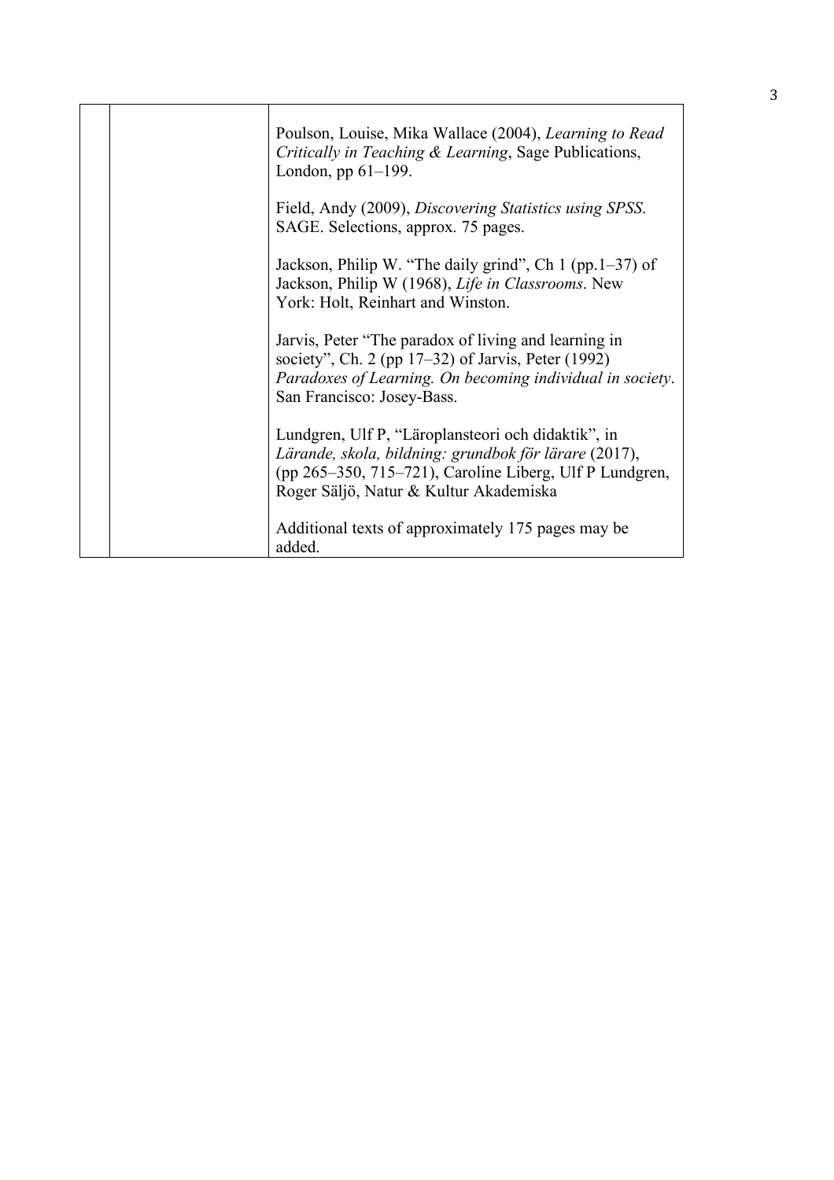| | | |
|---|---|---|
| | | Poulson, Louise, Mika Wallace (2004), *Learning to Read Critically in Teaching & Learning*, Sage Publications, London, pp 61–199.<br><br>Field, Andy (2009), *Discovering Statistics using SPSS*. SAGE. Selections, approx. 75 pages.<br><br>Jackson, Philip W. "The daily grind", Ch 1 (pp.1–37) of Jackson, Philip W (1968), *Life in Classrooms*. New York: Holt, Reinhart and Winston.<br><br>Jarvis, Peter "The paradox of living and learning in society", Ch. 2 (pp 17–32) of Jarvis, Peter (1992) *Paradoxes of Learning. On becoming individual in society*. San Francisco: Josey-Bass.<br><br>Lundgren, Ulf P, "Läroplansteori och didaktik", in *Lärande, skola, bildning: grundbok för lärare* (2017), (pp 265–350, 715–721), Caroline Liberg, Ulf P Lundgren, Roger Säljö, Natur & Kultur Akademiska<br><br>Additional texts of approximately 175 pages may be added. |